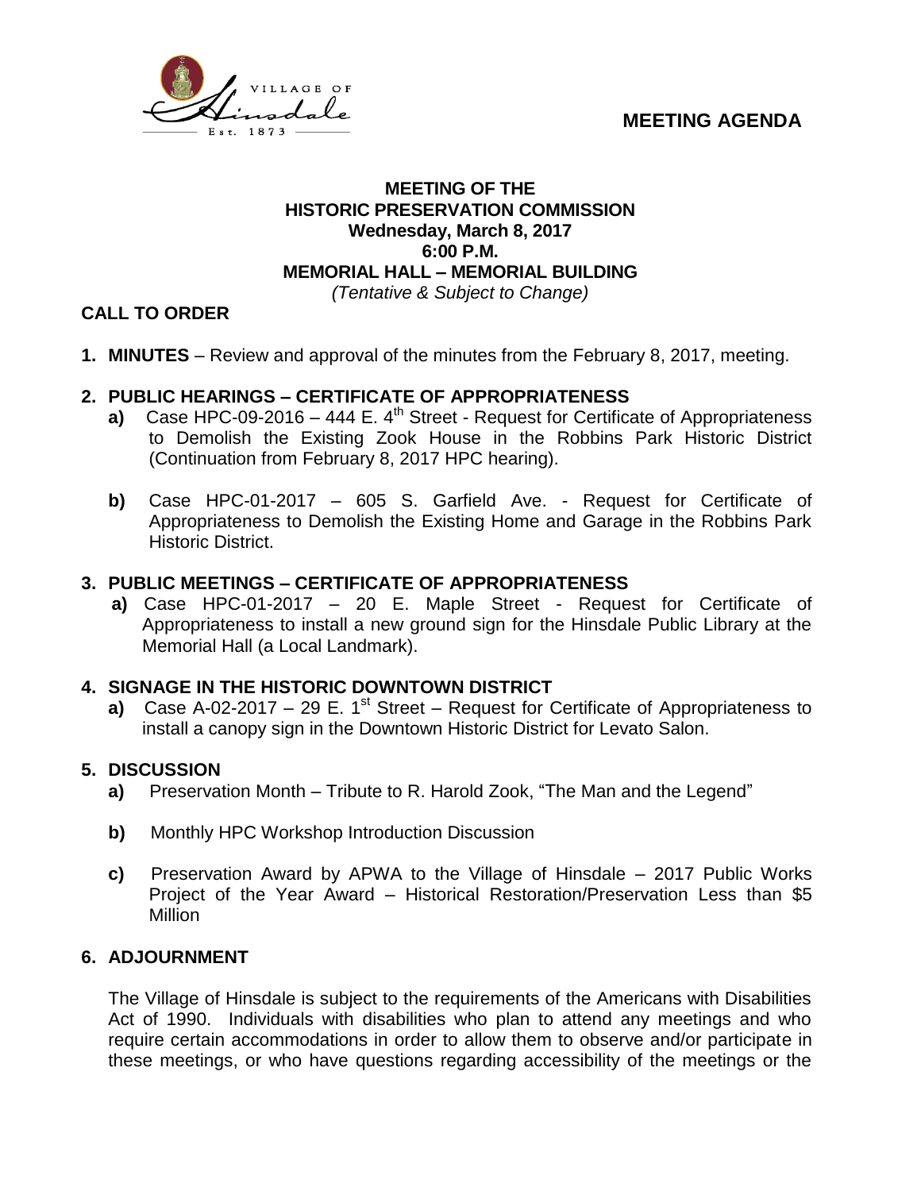VILLAGE OF Hinsdale Est. 1873

# MEETING AGENDA

**MEETING OF THE**
**HISTORIC PRESERVATION COMMISSION**
**Wednesday, March 8, 2017**
**6:00 P.M.**
**MEMORIAL HALL – MEMORIAL BUILDING**
*(Tentative & Subject to Change)*

## CALL TO ORDER

1. **MINUTES** – Review and approval of the minutes from the February 8, 2017, meeting.

2. **PUBLIC HEARINGS – CERTIFICATE OF APPROPRIATENESS**
   - **a)** Case HPC-09-2016 – 444 E. 4th Street - Request for Certificate of Appropriateness to Demolish the Existing Zook House in the Robbins Park Historic District (Continuation from February 8, 2017 HPC hearing).
   - **b)** Case HPC-01-2017 – 605 S. Garfield Ave. - Request for Certificate of Appropriateness to Demolish the Existing Home and Garage in the Robbins Park Historic District.

3. **PUBLIC MEETINGS – CERTIFICATE OF APPROPRIATENESS**
   - **a)** Case HPC-01-2017 – 20 E. Maple Street - Request for Certificate of Appropriateness to install a new ground sign for the Hinsdale Public Library at the Memorial Hall (a Local Landmark).

4. **SIGNAGE IN THE HISTORIC DOWNTOWN DISTRICT**
   - **a)** Case A-02-2017 – 29 E. 1st Street – Request for Certificate of Appropriateness to install a canopy sign in the Downtown Historic District for Levato Salon.

5. **DISCUSSION**
   - **a)** Preservation Month – Tribute to R. Harold Zook, "The Man and the Legend"
   - **b)** Monthly HPC Workshop Introduction Discussion
   - **c)** Preservation Award by APWA to the Village of Hinsdale – 2017 Public Works Project of the Year Award – Historical Restoration/Preservation Less than $5 Million

6. **ADJOURNMENT**

The Village of Hinsdale is subject to the requirements of the Americans with Disabilities Act of 1990. Individuals with disabilities who plan to attend any meetings and who require certain accommodations in order to allow them to observe and/or participate in these meetings, or who have questions regarding accessibility of the meetings or the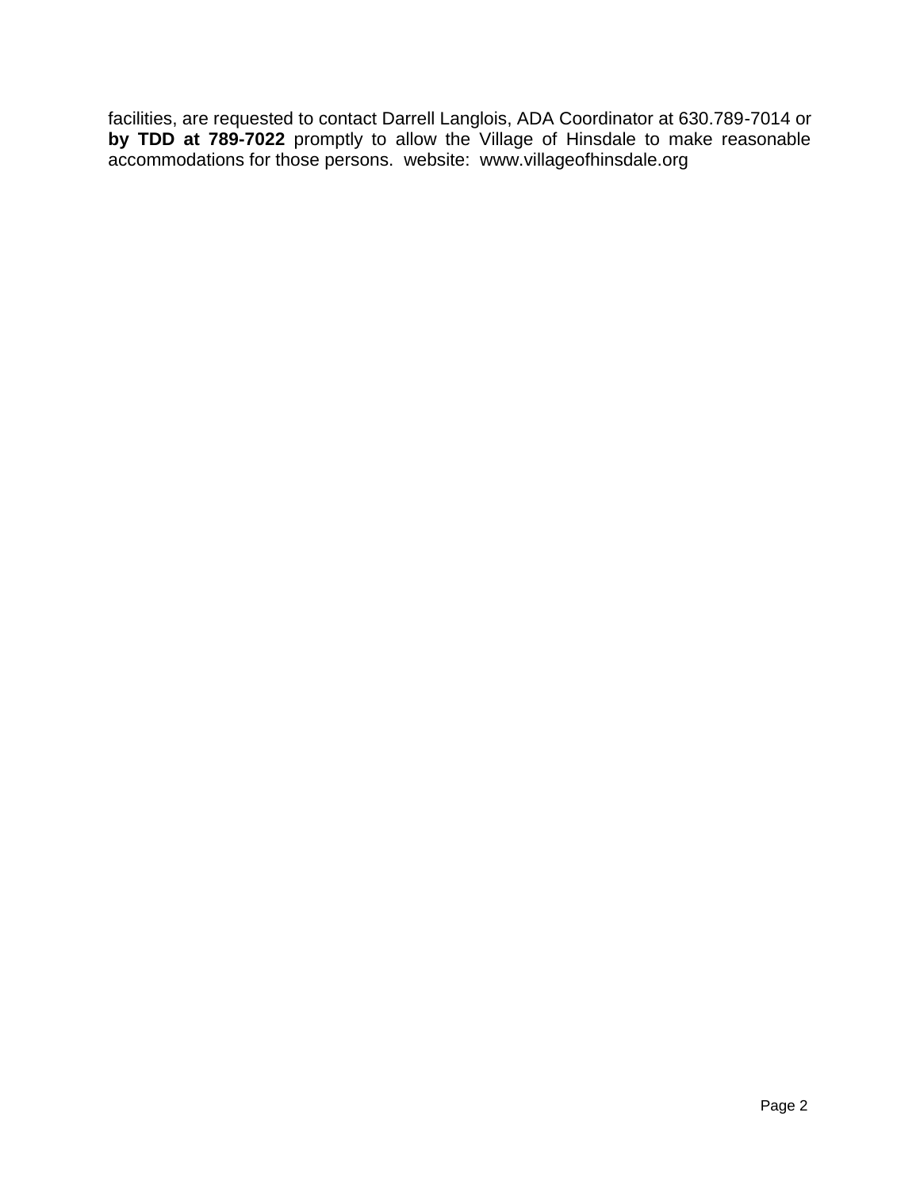facilities, are requested to contact Darrell Langlois, ADA Coordinator at 630.789-7014 or **by TDD at 789-7022** promptly to allow the Village of Hinsdale to make reasonable accommodations for those persons. website: www.villageofhinsdale.org